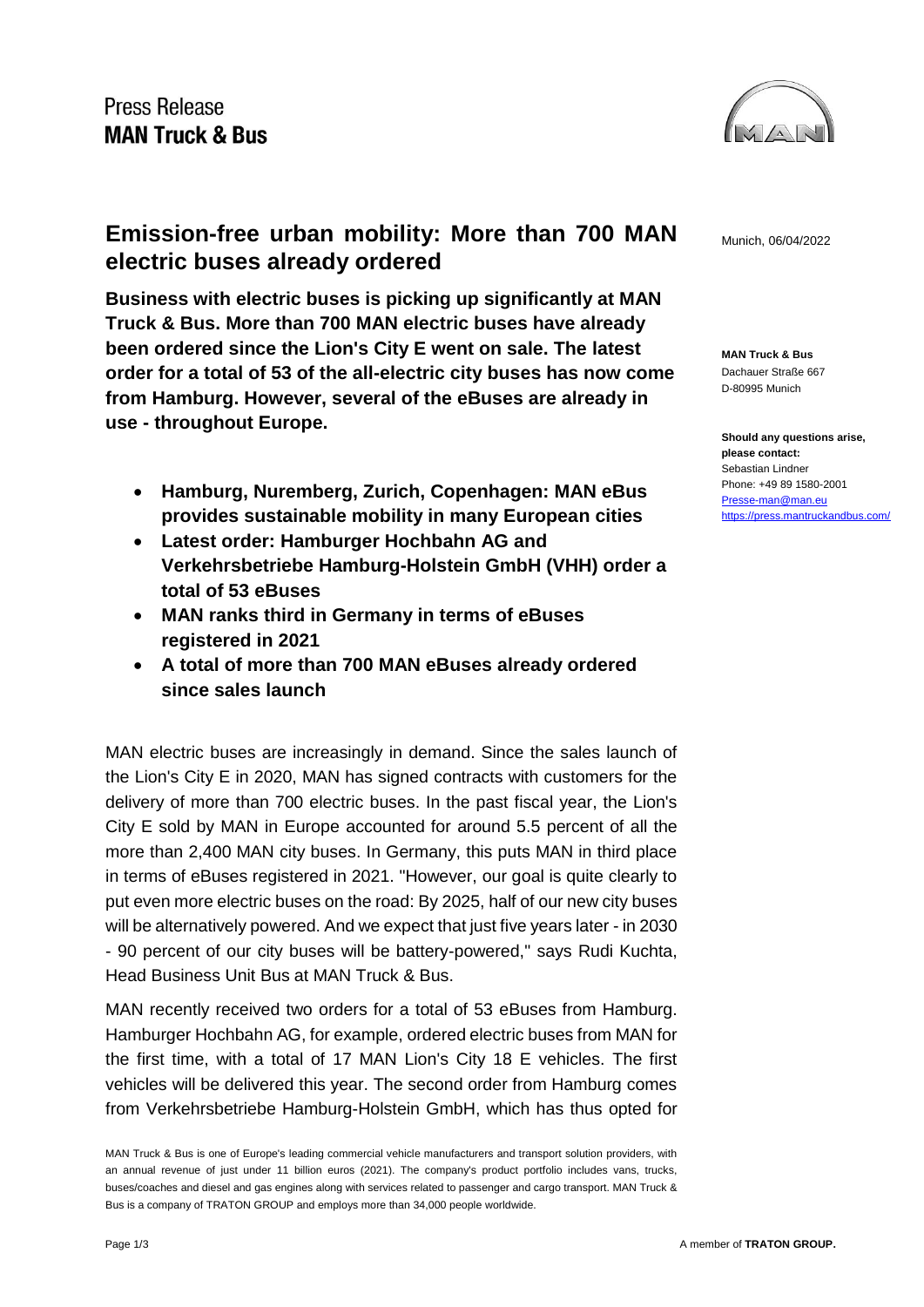Press Release
**MAN Truck & Bus**

# Emission-free urban mobility: More than 700 MAN electric buses already ordered

Munich, 06/04/2022

**Business with electric buses is picking up significantly at MAN Truck & Bus. More than 700 MAN electric buses have already been ordered since the Lion's City E went on sale. The latest order for a total of 53 of the all-electric city buses has now come from Hamburg. However, several of the eBuses are already in use - throughout Europe.**

- **Hamburg, Nuremberg, Zurich, Copenhagen: MAN eBus provides sustainable mobility in many European cities**
- **Latest order: Hamburger Hochbahn AG and Verkehrsbetriebe Hamburg-Holstein GmbH (VHH) order a total of 53 eBuses**
- **MAN ranks third in Germany in terms of eBuses registered in 2021**
- **A total of more than 700 MAN eBuses already ordered since sales launch**

**MAN Truck & Bus**
Dachauer Straße 667
D-80995 Munich

**Should any questions arise, please contact:**
Sebastian Lindner
Phone: +49 89 1580-2001
Presse-man@man.eu
https://press.mantruckandbus.com/

MAN electric buses are increasingly in demand. Since the sales launch of the Lion's City E in 2020, MAN has signed contracts with customers for the delivery of more than 700 electric buses. In the past fiscal year, the Lion's City E sold by MAN in Europe accounted for around 5.5 percent of all the more than 2,400 MAN city buses. In Germany, this puts MAN in third place in terms of eBuses registered in 2021. "However, our goal is quite clearly to put even more electric buses on the road: By 2025, half of our new city buses will be alternatively powered. And we expect that just five years later - in 2030 - 90 percent of our city buses will be battery-powered," says Rudi Kuchta, Head Business Unit Bus at MAN Truck & Bus.

MAN recently received two orders for a total of 53 eBuses from Hamburg. Hamburger Hochbahn AG, for example, ordered electric buses from MAN for the first time, with a total of 17 MAN Lion's City 18 E vehicles. The first vehicles will be delivered this year. The second order from Hamburg comes from Verkehrsbetriebe Hamburg-Holstein GmbH, which has thus opted for

MAN Truck & Bus is one of Europe's leading commercial vehicle manufacturers and transport solution providers, with an annual revenue of just under 11 billion euros (2021). The company's product portfolio includes vans, trucks, buses/coaches and diesel and gas engines along with services related to passenger and cargo transport. MAN Truck & Bus is a company of TRATON GROUP and employs more than 34,000 people worldwide.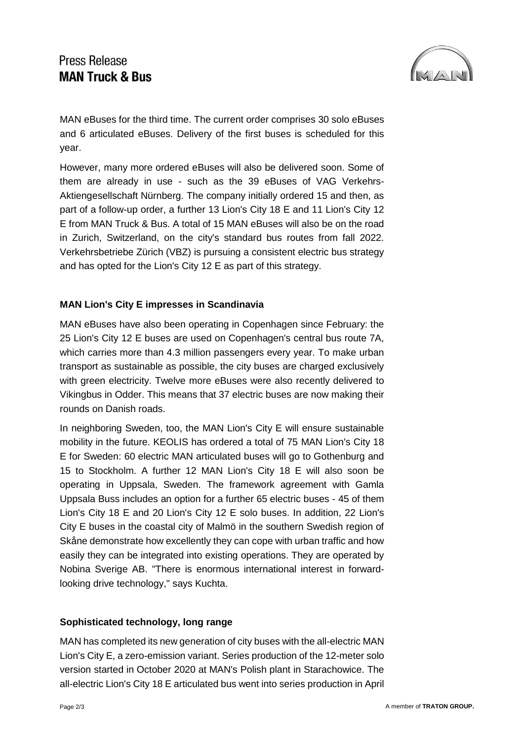MAN eBuses for the third time. The current order comprises 30 solo eBuses and 6 articulated eBuses. Delivery of the first buses is scheduled for this year.

However, many more ordered eBuses will also be delivered soon. Some of them are already in use - such as the 39 eBuses of VAG Verkehrs-Aktiengesellschaft Nürnberg. The company initially ordered 15 and then, as part of a follow-up order, a further 13 Lion's City 18 E and 11 Lion's City 12 E from MAN Truck & Bus. A total of 15 MAN eBuses will also be on the road in Zurich, Switzerland, on the city's standard bus routes from fall 2022. Verkehrsbetriebe Zürich (VBZ) is pursuing a consistent electric bus strategy and has opted for the Lion's City 12 E as part of this strategy.

**MAN Lion's City E impresses in Scandinavia**

MAN eBuses have also been operating in Copenhagen since February: the 25 Lion's City 12 E buses are used on Copenhagen's central bus route 7A, which carries more than 4.3 million passengers every year. To make urban transport as sustainable as possible, the city buses are charged exclusively with green electricity. Twelve more eBuses were also recently delivered to Vikingbus in Odder. This means that 37 electric buses are now making their rounds on Danish roads.

In neighboring Sweden, too, the MAN Lion's City E will ensure sustainable mobility in the future. KEOLIS has ordered a total of 75 MAN Lion's City 18 E for Sweden: 60 electric MAN articulated buses will go to Gothenburg and 15 to Stockholm. A further 12 MAN Lion's City 18 E will also soon be operating in Uppsala, Sweden. The framework agreement with Gamla Uppsala Buss includes an option for a further 65 electric buses - 45 of them Lion's City 18 E and 20 Lion's City 12 E solo buses. In addition, 22 Lion's City E buses in the coastal city of Malmö in the southern Swedish region of Skåne demonstrate how excellently they can cope with urban traffic and how easily they can be integrated into existing operations. They are operated by Nobina Sverige AB. "There is enormous international interest in forward-looking drive technology," says Kuchta.

**Sophisticated technology, long range**

MAN has completed its new generation of city buses with the all-electric MAN Lion's City E, a zero-emission variant. Series production of the 12-meter solo version started in October 2020 at MAN's Polish plant in Starachowice. The all-electric Lion's City 18 E articulated bus went into series production in April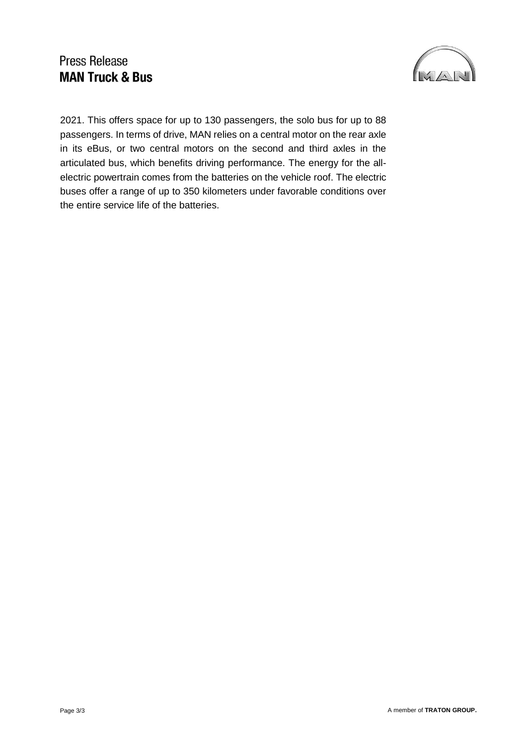2021. This offers space for up to 130 passengers, the solo bus for up to 88 passengers. In terms of drive, MAN relies on a central motor on the rear axle in its eBus, or two central motors on the second and third axles in the articulated bus, which benefits driving performance. The energy for the all-electric powertrain comes from the batteries on the vehicle roof. The electric buses offer a range of up to 350 kilometers under favorable conditions over the entire service life of the batteries.